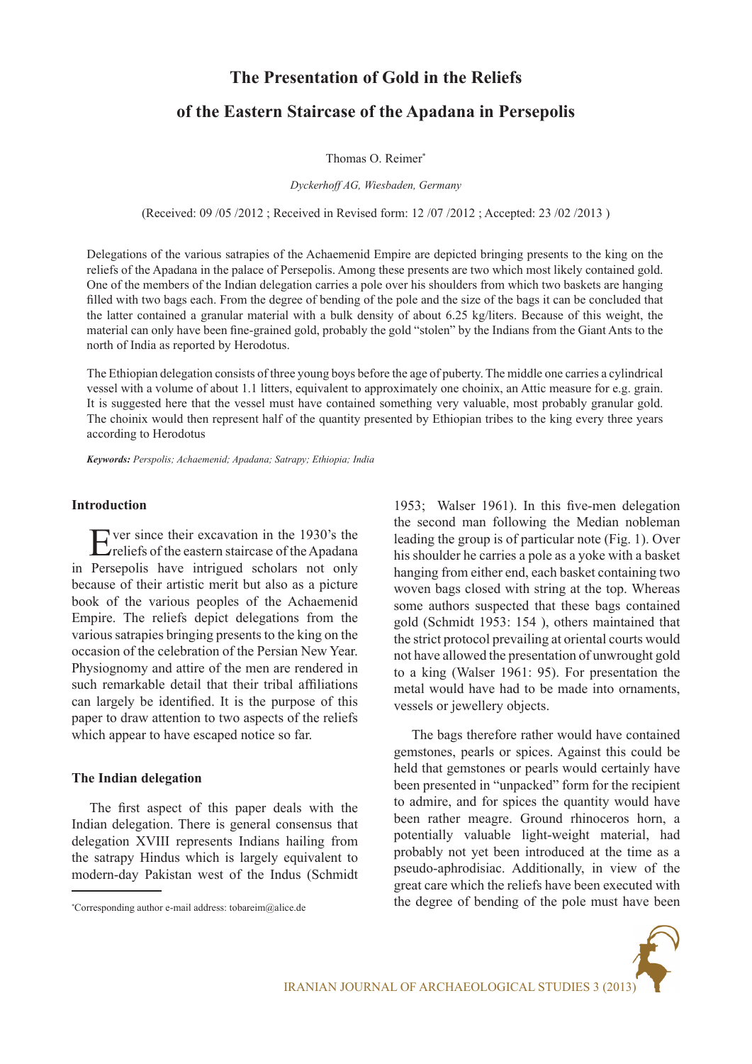# The Presentation of Gold in the Reliefs of the Eastern Staircase of the Apadana in Persepolis

Thomas O. Reimer*

*Dyckerhoff AG, Wiesbaden, Germany*

(Received: 09 /05 /2012 ; Received in Revised form: 12 /07 /2012 ; Accepted: 23 /02 /2013 )

Delegations of the various satrapies of the Achaemenid Empire are depicted bringing presents to the king on the reliefs of the Apadana in the palace of Persepolis. Among these presents are two which most likely contained gold. One of the members of the Indian delegation carries a pole over his shoulders from which two baskets are hanging filled with two bags each. From the degree of bending of the pole and the size of the bags it can be concluded that the latter contained a granular material with a bulk density of about 6.25 kg/liters. Because of this weight, the material can only have been fine-grained gold, probably the gold "stolen" by the Indians from the Giant Ants to the north of India as reported by Herodotus.

The Ethiopian delegation consists of three young boys before the age of puberty. The middle one carries a cylindrical vessel with a volume of about 1.1 litters, equivalent to approximately one choinix, an Attic measure for e.g. grain. It is suggested here that the vessel must have contained something very valuable, most probably granular gold. The choinix would then represent half of the quantity presented by Ethiopian tribes to the king every three years according to Herodotus

***Keywords:*** *Perspolis; Achaemenid; Apadana; Satrapy; Ethiopia; India*

## Introduction

Ever since their excavation in the 1930's the reliefs of the eastern staircase of the Apadana in Persepolis have intrigued scholars not only because of their artistic merit but also as a picture book of the various peoples of the Achaemenid Empire. The reliefs depict delegations from the various satrapies bringing presents to the king on the occasion of the celebration of the Persian New Year. Physiognomy and attire of the men are rendered in such remarkable detail that their tribal affiliations can largely be identified. It is the purpose of this paper to draw attention to two aspects of the reliefs which appear to have escaped notice so far.

## The Indian delegation

The first aspect of this paper deals with the Indian delegation. There is general consensus that delegation XVIII represents Indians hailing from the satrapy Hindus which is largely equivalent to modern-day Pakistan west of the Indus (Schmidt 1953; Walser 1961). In this five-men delegation the second man following the Median nobleman leading the group is of particular note (Fig. 1). Over his shoulder he carries a pole as a yoke with a basket hanging from either end, each basket containing two woven bags closed with string at the top. Whereas some authors suspected that these bags contained gold (Schmidt 1953: 154 ), others maintained that the strict protocol prevailing at oriental courts would not have allowed the presentation of unwrought gold to a king (Walser 1961: 95). For presentation the metal would have had to be made into ornaments, vessels or jewellery objects.

The bags therefore rather would have contained gemstones, pearls or spices. Against this could be held that gemstones or pearls would certainly have been presented in "unpacked" form for the recipient to admire, and for spices the quantity would have been rather meagre. Ground rhinoceros horn, a potentially valuable light-weight material, had probably not yet been introduced at the time as a pseudo-aphrodisiac. Additionally, in view of the great care which the reliefs have been executed with the degree of bending of the pole must have been

*Corresponding author e-mail address: tobareim@alice.de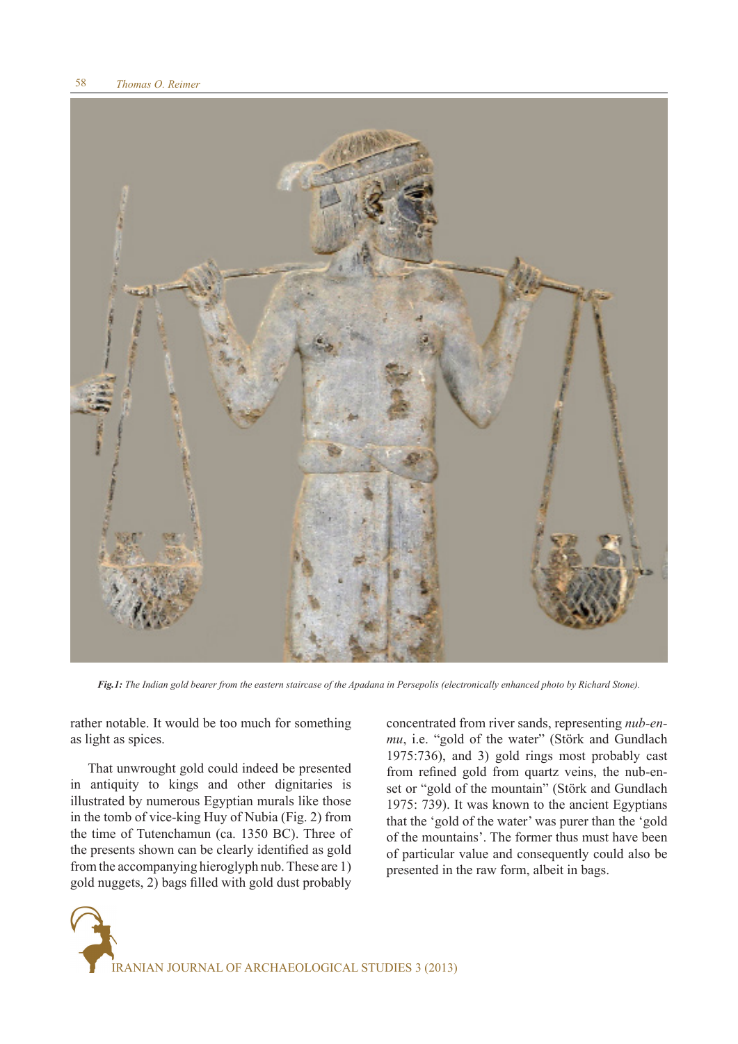***Fig.1:** The Indian gold bearer from the eastern staircase of the Apadana in Persepolis (electronically enhanced photo by Richard Stone).*

rather notable. It would be too much for something as light as spices.

That unwrought gold could indeed be presented in antiquity to kings and other dignitaries is illustrated by numerous Egyptian murals like those in the tomb of vice-king Huy of Nubia (Fig. 2) from the time of Tutenchamun (ca. 1350 BC). Three of the presents shown can be clearly identified as gold from the accompanying hieroglyph nub. These are 1) gold nuggets, 2) bags filled with gold dust probably concentrated from river sands, representing *nub-en-mu*, i.e. "gold of the water" (Störk and Gundlach 1975:736), and 3) gold rings most probably cast from refined gold from quartz veins, the nub-en-set or "gold of the mountain" (Störk and Gundlach 1975: 739). It was known to the ancient Egyptians that the 'gold of the water' was purer than the 'gold of the mountains'. The former thus must have been of particular value and consequently could also be presented in the raw form, albeit in bags.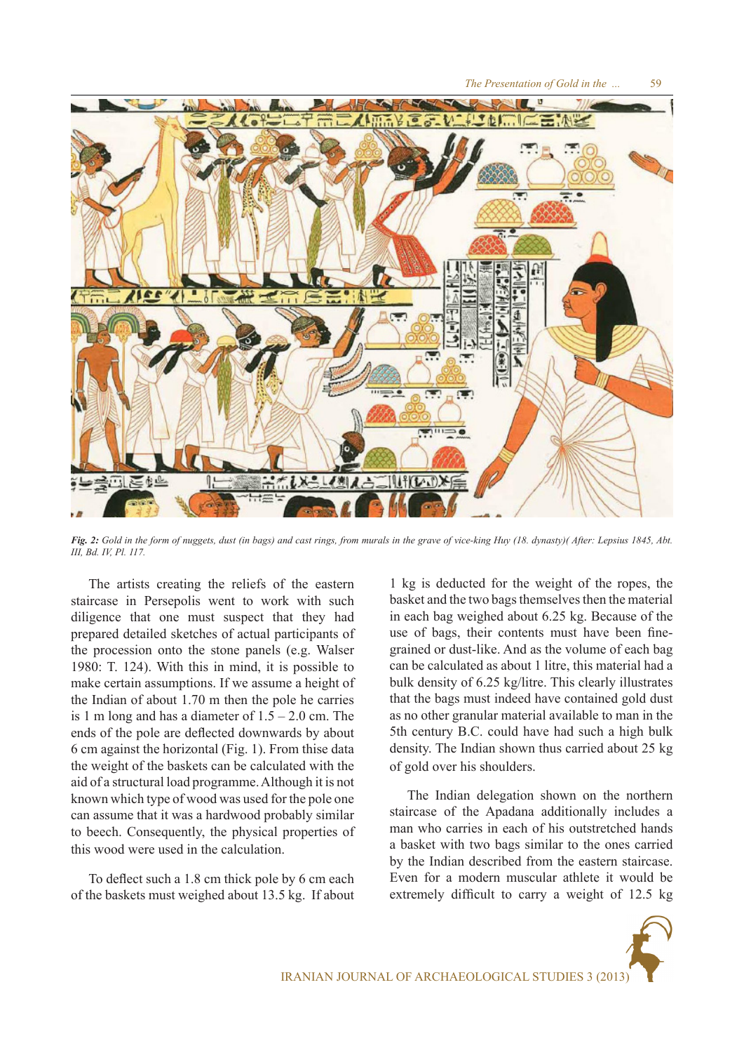*Fig. 2: Gold in the form of nuggets, dust (in bags) and cast rings, from murals in the grave of vice-king Huy (18. dynasty)( After: Lepsius 1845, Abt. III, Bd. IV, Pl. 117.*

The artists creating the reliefs of the eastern staircase in Persepolis went to work with such diligence that one must suspect that they had prepared detailed sketches of actual participants of the procession onto the stone panels (e.g. Walser 1980: T. 124). With this in mind, it is possible to make certain assumptions. If we assume a height of the Indian of about 1.70 m then the pole he carries is 1 m long and has a diameter of 1.5 – 2.0 cm. The ends of the pole are deflected downwards by about 6 cm against the horizontal (Fig. 1). From thise data the weight of the baskets can be calculated with the aid of a structural load programme. Although it is not known which type of wood was used for the pole one can assume that it was a hardwood probably similar to beech. Consequently, the physical properties of this wood were used in the calculation.

To deflect such a 1.8 cm thick pole by 6 cm each of the baskets must weighed about 13.5 kg. If about 1 kg is deducted for the weight of the ropes, the basket and the two bags themselves then the material in each bag weighed about 6.25 kg. Because of the use of bags, their contents must have been fine-grained or dust-like. And as the volume of each bag can be calculated as about 1 litre, this material had a bulk density of 6.25 kg/litre. This clearly illustrates that the bags must indeed have contained gold dust as no other granular material available to man in the 5th century B.C. could have had such a high bulk density. The Indian shown thus carried about 25 kg of gold over his shoulders.

The Indian delegation shown on the northern staircase of the Apadana additionally includes a man who carries in each of his outstretched hands a basket with two bags similar to the ones carried by the Indian described from the eastern staircase. Even for a modern muscular athlete it would be extremely difficult to carry a weight of 12.5 kg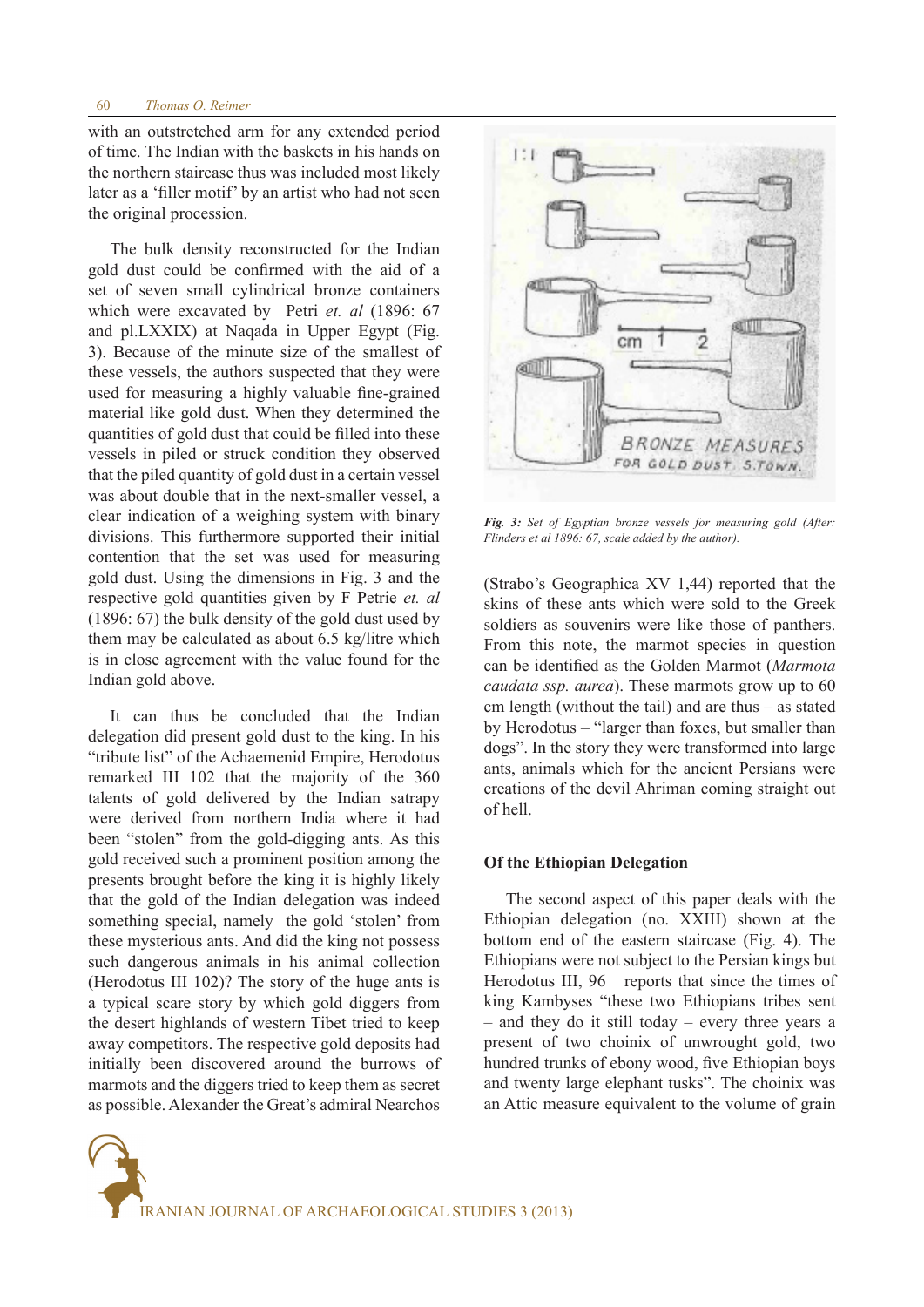with an outstretched arm for any extended period of time. The Indian with the baskets in his hands on the northern staircase thus was included most likely later as a 'filler motif' by an artist who had not seen the original procession.

The bulk density reconstructed for the Indian gold dust could be confirmed with the aid of a set of seven small cylindrical bronze containers which were excavated by Petri *et. al* (1896: 67 and pl.LXXIX) at Naqada in Upper Egypt (Fig. 3). Because of the minute size of the smallest of these vessels, the authors suspected that they were used for measuring a highly valuable fine-grained material like gold dust. When they determined the quantities of gold dust that could be filled into these vessels in piled or struck condition they observed that the piled quantity of gold dust in a certain vessel was about double that in the next-smaller vessel, a clear indication of a weighing system with binary divisions. This furthermore supported their initial contention that the set was used for measuring gold dust. Using the dimensions in Fig. 3 and the respective gold quantities given by F Petrie *et. al* (1896: 67) the bulk density of the gold dust used by them may be calculated as about 6.5 kg/litre which is in close agreement with the value found for the Indian gold above.

It can thus be concluded that the Indian delegation did present gold dust to the king. In his "tribute list" of the Achaemenid Empire, Herodotus remarked III 102 that the majority of the 360 talents of gold delivered by the Indian satrapy were derived from northern India where it had been "stolen" from the gold-digging ants. As this gold received such a prominent position among the presents brought before the king it is highly likely that the gold of the Indian delegation was indeed something special, namely the gold 'stolen' from these mysterious ants. And did the king not possess such dangerous animals in his animal collection (Herodotus III 102)? The story of the huge ants is a typical scare story by which gold diggers from the desert highlands of western Tibet tried to keep away competitors. The respective gold deposits had initially been discovered around the burrows of marmots and the diggers tried to keep them as secret as possible. Alexander the Great's admiral Nearchos

*Fig. 3: Set of Egyptian bronze vessels for measuring gold (After: Flinders et al 1896: 67, scale added by the author).*

(Strabo's Geographica XV 1,44) reported that the skins of these ants which were sold to the Greek soldiers as souvenirs were like those of panthers. From this note, the marmot species in question can be identified as the Golden Marmot (*Marmota caudata ssp. aurea*). These marmots grow up to 60 cm length (without the tail) and are thus – as stated by Herodotus – "larger than foxes, but smaller than dogs". In the story they were transformed into large ants, animals which for the ancient Persians were creations of the devil Ahriman coming straight out of hell.

## Of the Ethiopian Delegation

The second aspect of this paper deals with the Ethiopian delegation (no. XXIII) shown at the bottom end of the eastern staircase (Fig. 4). The Ethiopians were not subject to the Persian kings but Herodotus III, 96 reports that since the times of king Kambyses "these two Ethiopians tribes sent – and they do it still today – every three years a present of two choinix of unwrought gold, two hundred trunks of ebony wood, five Ethiopian boys and twenty large elephant tusks". The choinix was an Attic measure equivalent to the volume of grain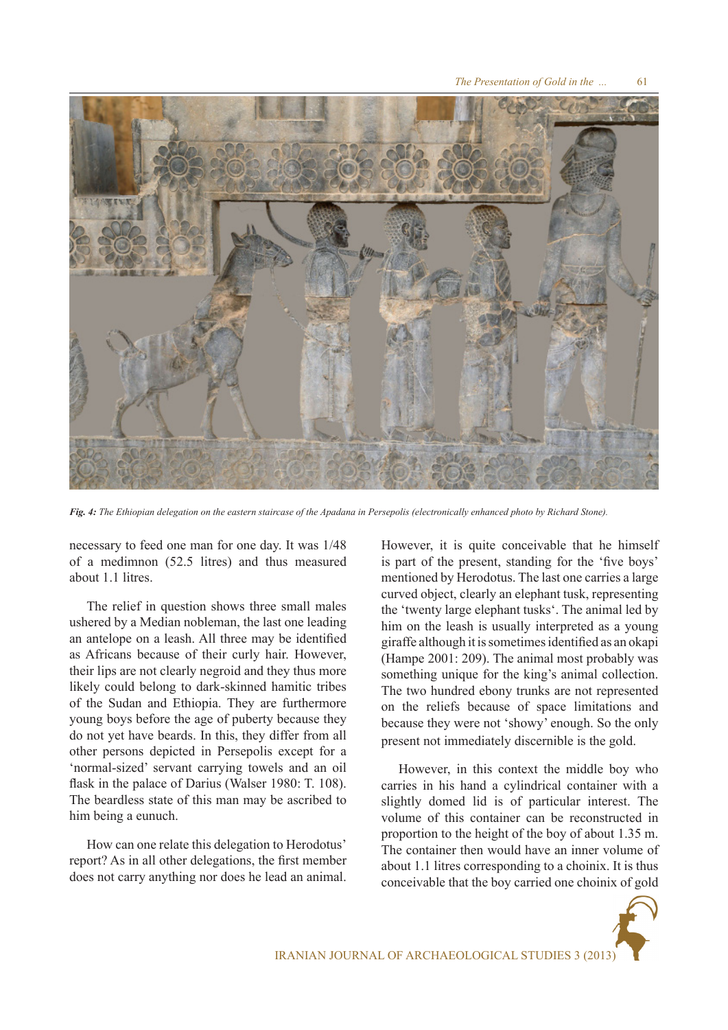*Fig. 4: The Ethiopian delegation on the eastern staircase of the Apadana in Persepolis (electronically enhanced photo by Richard Stone).*

necessary to feed one man for one day. It was 1/48 of a medimnon (52.5 litres) and thus measured about 1.1 litres.

The relief in question shows three small males ushered by a Median nobleman, the last one leading an antelope on a leash. All three may be identified as Africans because of their curly hair. However, their lips are not clearly negroid and they thus more likely could belong to dark-skinned hamitic tribes of the Sudan and Ethiopia. They are furthermore young boys before the age of puberty because they do not yet have beards. In this, they differ from all other persons depicted in Persepolis except for a 'normal-sized' servant carrying towels and an oil flask in the palace of Darius (Walser 1980: T. 108). The beardless state of this man may be ascribed to him being a eunuch.

How can one relate this delegation to Herodotus' report? As in all other delegations, the first member does not carry anything nor does he lead an animal. However, it is quite conceivable that he himself is part of the present, standing for the 'five boys' mentioned by Herodotus. The last one carries a large curved object, clearly an elephant tusk, representing the 'twenty large elephant tusks'. The animal led by him on the leash is usually interpreted as a young giraffe although it is sometimes identified as an okapi (Hampe 2001: 209). The animal most probably was something unique for the king's animal collection. The two hundred ebony trunks are not represented on the reliefs because of space limitations and because they were not 'showy' enough. So the only present not immediately discernible is the gold.

However, in this context the middle boy who carries in his hand a cylindrical container with a slightly domed lid is of particular interest. The volume of this container can be reconstructed in proportion to the height of the boy of about 1.35 m. The container then would have an inner volume of about 1.1 litres corresponding to a choinix. It is thus conceivable that the boy carried one choinix of gold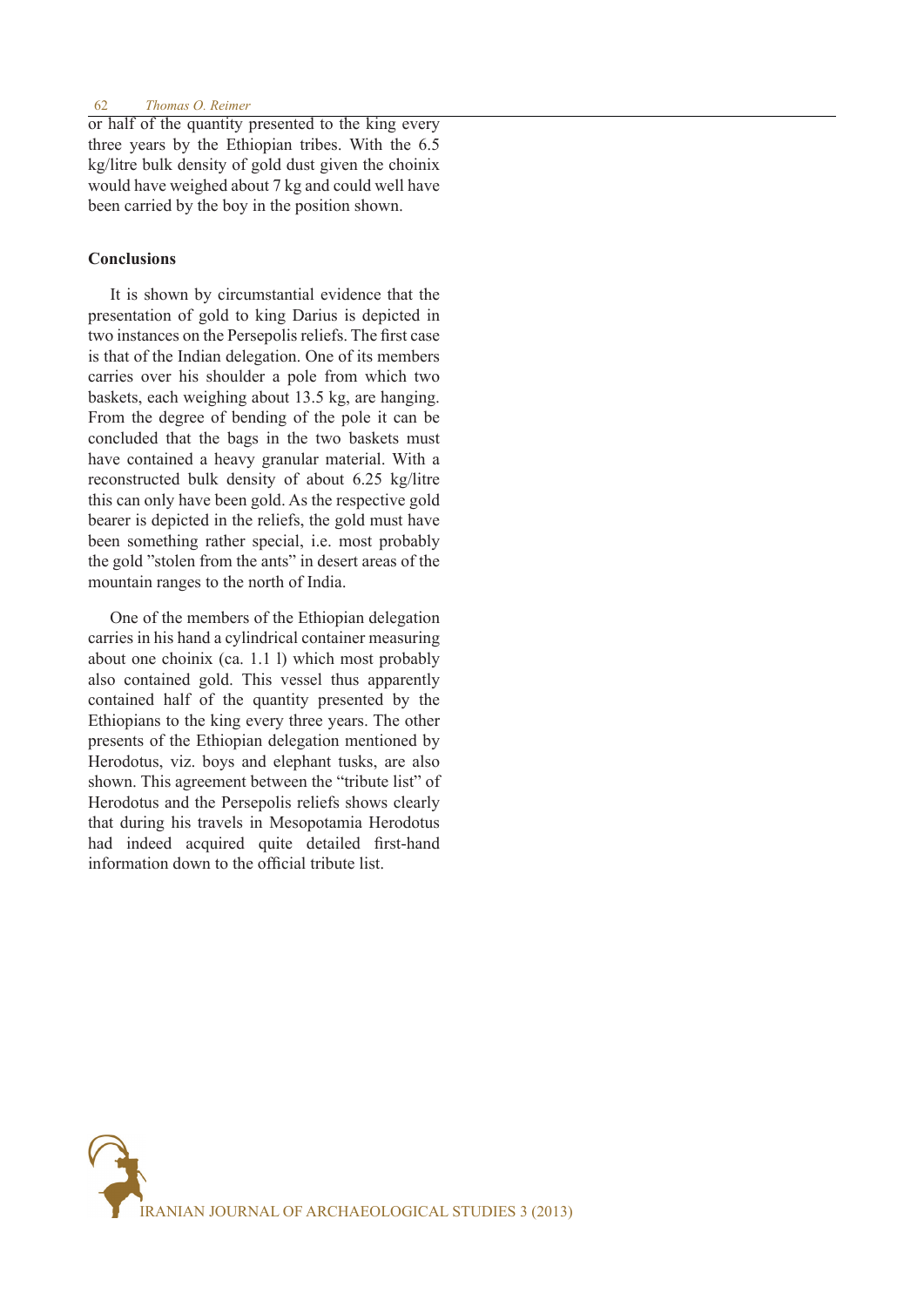or half of the quantity presented to the king every three years by the Ethiopian tribes. With the 6.5 kg/litre bulk density of gold dust given the choinix would have weighed about 7 kg and could well have been carried by the boy in the position shown.

## Conclusions

It is shown by circumstantial evidence that the presentation of gold to king Darius is depicted in two instances on the Persepolis reliefs. The first case is that of the Indian delegation. One of its members carries over his shoulder a pole from which two baskets, each weighing about 13.5 kg, are hanging. From the degree of bending of the pole it can be concluded that the bags in the two baskets must have contained a heavy granular material. With a reconstructed bulk density of about 6.25 kg/litre this can only have been gold. As the respective gold bearer is depicted in the reliefs, the gold must have been something rather special, i.e. most probably the gold "stolen from the ants" in desert areas of the mountain ranges to the north of India.

One of the members of the Ethiopian delegation carries in his hand a cylindrical container measuring about one choinix (ca. 1.1 l) which most probably also contained gold. This vessel thus apparently contained half of the quantity presented by the Ethiopians to the king every three years. The other presents of the Ethiopian delegation mentioned by Herodotus, viz. boys and elephant tusks, are also shown. This agreement between the "tribute list" of Herodotus and the Persepolis reliefs shows clearly that during his travels in Mesopotamia Herodotus had indeed acquired quite detailed first-hand information down to the official tribute list.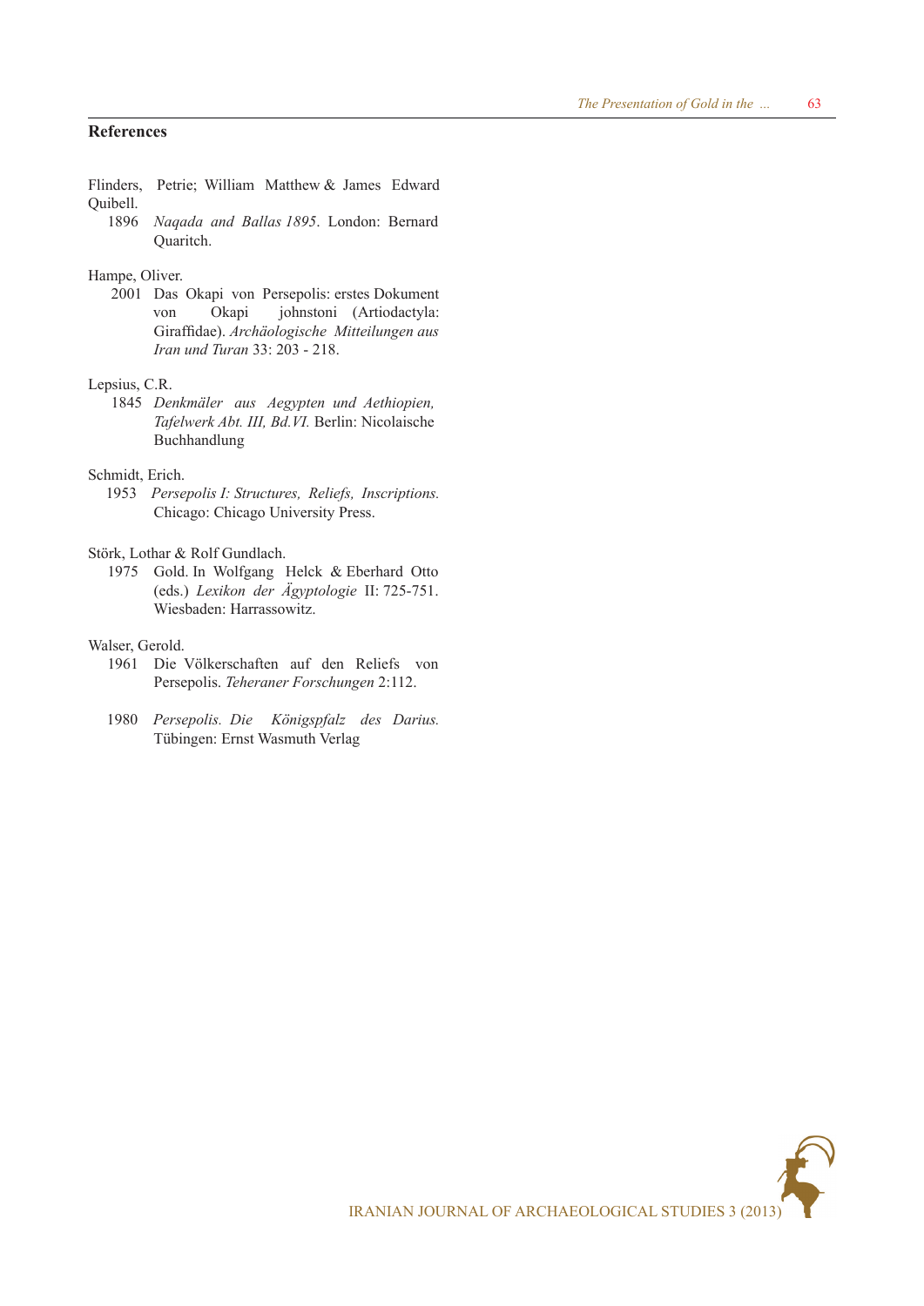## References

Flinders, Petrie; William Matthew & James Edward Quibell.

1896 *Naqada and Ballas 1895*. London: Bernard Quaritch.

Hampe, Oliver.

2001 Das Okapi von Persepolis: erstes Dokument von Okapi johnstoni (Artiodactyla: Giraffidae). *Archäologische Mitteilungen aus Iran und Turan* 33: 203 - 218.

Lepsius, C.R.

1845 *Denkmäler aus Aegypten und Aethiopien, Tafelwerk Abt. III, Bd.VI.* Berlin: Nicolaische Buchhandlung

Schmidt, Erich.

1953 *Persepolis I: Structures, Reliefs, Inscriptions.* Chicago: Chicago University Press.

Störk, Lothar & Rolf Gundlach.

1975 Gold. In Wolfgang Helck & Eberhard Otto (eds.) *Lexikon der Ägyptologie* II: 725-751. Wiesbaden: Harrassowitz.

Walser, Gerold.

1961 Die Völkerschaften auf den Reliefs von Persepolis. *Teheraner Forschungen* 2:112.

1980 *Persepolis. Die Königspfalz des Darius.* Tübingen: Ernst Wasmuth Verlag